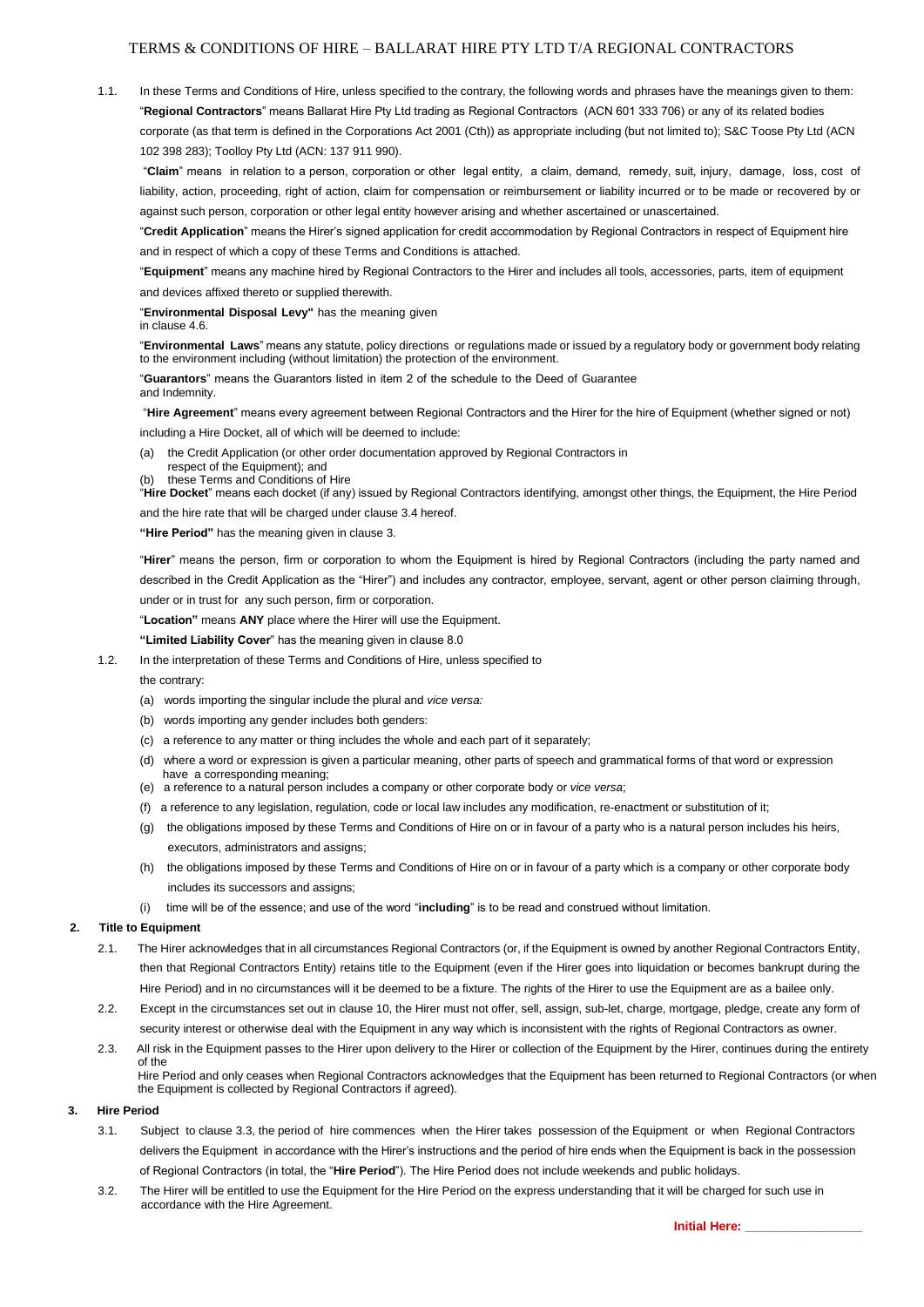# TERMS & CONDITIONS OF HIRE – BALLARAT HIRE PTY LTD T/A REGIONAL CONTRACTORS

1.1. In these Terms and Conditions of Hire, unless specified to the contrary, the following words and phrases have the meanings given to them:

"**Regional Contractors**" means Ballarat Hire Pty Ltd trading as Regional Contractors (ACN 601 333 706) or any of its related bodies corporate (as that term is defined in the Corporations Act 2001 (Cth)) as appropriate including (but not limited to); S&C Toose Pty Ltd (ACN 102 398 283); Toolloy Pty Ltd (ACN: 137 911 990).

"**Claim**" means in relation to a person, corporation or other legal entity, a claim, demand, remedy, suit, injury, damage, loss, cost of liability, action, proceeding, right of action, claim for compensation or reimbursement or liability incurred or to be made or recovered by or against such person, corporation or other legal entity however arising and whether ascertained or unascertained.

"**Credit Application**" means the Hirer's signed application for credit accommodation by Regional Contractors in respect of Equipment hire and in respect of which a copy of these Terms and Conditions is attached.

"**Equipment**" means any machine hired by Regional Contractors to the Hirer and includes all tools, accessories, parts, item of equipment and devices affixed thereto or supplied therewith.

"**Environmental Disposal Levy"** has the meaning given in clause 4.6.

"**Environmental Laws**" means any statute, policy directions or regulations made or issued by a regulatory body or government body relating to the environment including (without limitation) the protection of the environment.

"**Guarantors**" means the Guarantors listed in item 2 of the schedule to the Deed of Guarantee and Indemnity.

"**Hire Agreement**" means every agreement between Regional Contractors and the Hirer for the hire of Equipment (whether signed or not) including a Hire Docket, all of which will be deemed to include:

(a) the Credit Application (or other order documentation approved by Regional Contractors in respect of the Equipment); and

(b) these Terms and Conditions of Hire

"**Hire Docket**" means each docket (if any) issued by Regional Contractors identifying, amongst other things, the Equipment, the Hire Period and the hire rate that will be charged under clause 3.4 hereof.

**"Hire Period"** has the meaning given in clause 3.

"**Hirer**" means the person, firm or corporation to whom the Equipment is hired by Regional Contractors (including the party named and described in the Credit Application as the "Hirer") and includes any contractor, employee, servant, agent or other person claiming through, under or in trust for any such person, firm or corporation.

"**Location"** means **ANY** place where the Hirer will use the Equipment.

**"Limited Liability Cover**" has the meaning given in clause 8.0

1.2. In the interpretation of these Terms and Conditions of Hire, unless specified to the contrary:

(a) words importing the singular include the plural and *vice versa:*

(b) words importing any gender includes both genders:

(c) a reference to any matter or thing includes the whole and each part of it separately;

(d) where a word or expression is given a particular meaning, other parts of speech and grammatical forms of that word or expression have a corresponding meaning;

(e) a reference to a natural person includes a company or other corporate body or *vice versa*;

(f) a reference to any legislation, regulation, code or local law includes any modification, re-enactment or substitution of it;

(g) the obligations imposed by these Terms and Conditions of Hire on or in favour of a party who is a natural person includes his heirs, executors, administrators and assigns;

(h) the obligations imposed by these Terms and Conditions of Hire on or in favour of a party which is a company or other corporate body includes its successors and assigns;

(i) time will be of the essence; and use of the word "**including**" is to be read and construed without limitation.

## 2. Title to Equipment

2.1. The Hirer acknowledges that in all circumstances Regional Contractors (or, if the Equipment is owned by another Regional Contractors Entity, then that Regional Contractors Entity) retains title to the Equipment (even if the Hirer goes into liquidation or becomes bankrupt during the Hire Period) and in no circumstances will it be deemed to be a fixture. The rights of the Hirer to use the Equipment are as a bailee only.

2.2. Except in the circumstances set out in clause 10, the Hirer must not offer, sell, assign, sub-let, charge, mortgage, pledge, create any form of security interest or otherwise deal with the Equipment in any way which is inconsistent with the rights of Regional Contractors as owner.

2.3. All risk in the Equipment passes to the Hirer upon delivery to the Hirer or collection of the Equipment by the Hirer, continues during the entirety of the Hire Period and only ceases when Regional Contractors acknowledges that the Equipment has been returned to Regional Contractors (or when the Equipment is collected by Regional Contractors if agreed).

## 3. Hire Period

3.1. Subject to clause 3.3, the period of hire commences when the Hirer takes possession of the Equipment or when Regional Contractors delivers the Equipment in accordance with the Hirer's instructions and the period of hire ends when the Equipment is back in the possession of Regional Contractors (in total, the "**Hire Period**"). The Hire Period does not include weekends and public holidays.

3.2. The Hirer will be entitled to use the Equipment for the Hire Period on the express understanding that it will be charged for such use in accordance with the Hire Agreement.

**Initial Here: \_\_\_\_\_\_\_\_\_\_\_\_\_\_\_\_\_**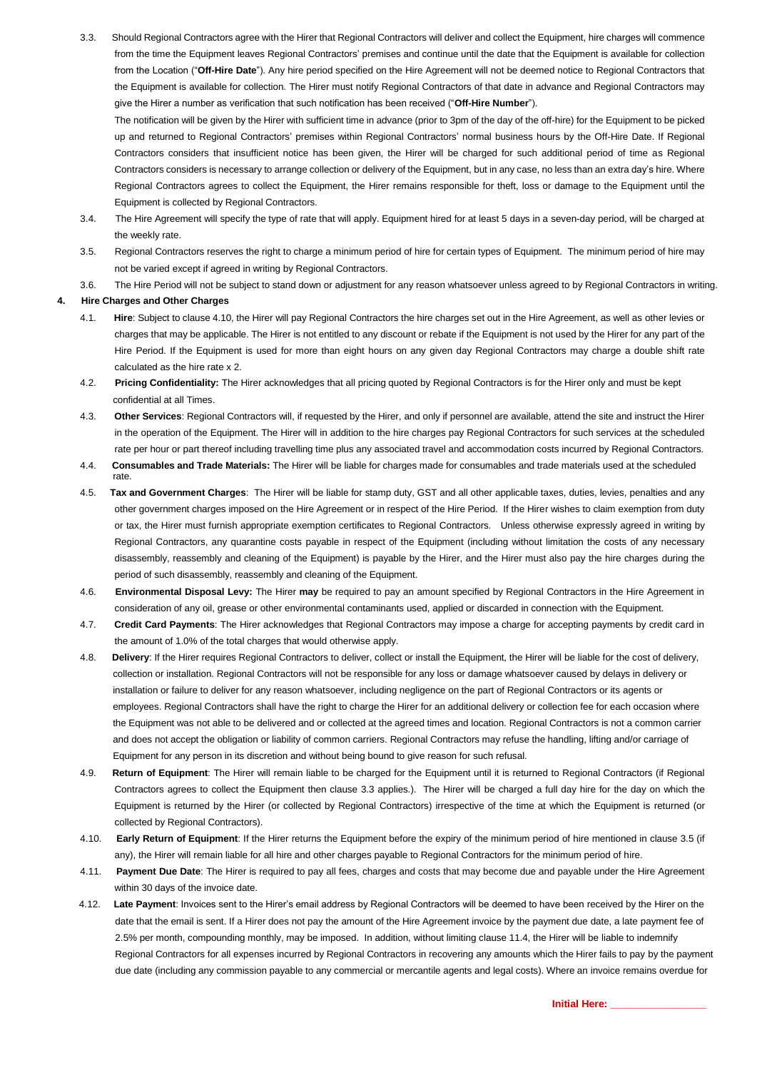3.3. Should Regional Contractors agree with the Hirer that Regional Contractors will deliver and collect the Equipment, hire charges will commence from the time the Equipment leaves Regional Contractors' premises and continue until the date that the Equipment is available for collection from the Location ("**Off-Hire Date**"). Any hire period specified on the Hire Agreement will not be deemed notice to Regional Contractors that the Equipment is available for collection. The Hirer must notify Regional Contractors of that date in advance and Regional Contractors may give the Hirer a number as verification that such notification has been received ("**Off-Hire Number**").

The notification will be given by the Hirer with sufficient time in advance (prior to 3pm of the day of the off-hire) for the Equipment to be picked up and returned to Regional Contractors' premises within Regional Contractors' normal business hours by the Off-Hire Date. If Regional Contractors considers that insufficient notice has been given, the Hirer will be charged for such additional period of time as Regional Contractors considers is necessary to arrange collection or delivery of the Equipment, but in any case, no less than an extra day's hire. Where Regional Contractors agrees to collect the Equipment, the Hirer remains responsible for theft, loss or damage to the Equipment until the Equipment is collected by Regional Contractors.

3.4. The Hire Agreement will specify the type of rate that will apply. Equipment hired for at least 5 days in a seven-day period, will be charged at the weekly rate.

3.5. Regional Contractors reserves the right to charge a minimum period of hire for certain types of Equipment. The minimum period of hire may not be varied except if agreed in writing by Regional Contractors.

3.6. The Hire Period will not be subject to stand down or adjustment for any reason whatsoever unless agreed to by Regional Contractors in writing.

**4. Hire Charges and Other Charges**

4.1. **Hire**: Subject to clause 4.10, the Hirer will pay Regional Contractors the hire charges set out in the Hire Agreement, as well as other levies or charges that may be applicable. The Hirer is not entitled to any discount or rebate if the Equipment is not used by the Hirer for any part of the Hire Period. If the Equipment is used for more than eight hours on any given day Regional Contractors may charge a double shift rate calculated as the hire rate x 2.

4.2. **Pricing Confidentiality:** The Hirer acknowledges that all pricing quoted by Regional Contractors is for the Hirer only and must be kept confidential at all Times.

4.3. **Other Services**: Regional Contractors will, if requested by the Hirer, and only if personnel are available, attend the site and instruct the Hirer in the operation of the Equipment. The Hirer will in addition to the hire charges pay Regional Contractors for such services at the scheduled rate per hour or part thereof including travelling time plus any associated travel and accommodation costs incurred by Regional Contractors.

4.4. **Consumables and Trade Materials:** The Hirer will be liable for charges made for consumables and trade materials used at the scheduled rate.

4.5. **Tax and Government Charges**: The Hirer will be liable for stamp duty, GST and all other applicable taxes, duties, levies, penalties and any other government charges imposed on the Hire Agreement or in respect of the Hire Period. If the Hirer wishes to claim exemption from duty or tax, the Hirer must furnish appropriate exemption certificates to Regional Contractors. Unless otherwise expressly agreed in writing by Regional Contractors, any quarantine costs payable in respect of the Equipment (including without limitation the costs of any necessary disassembly, reassembly and cleaning of the Equipment) is payable by the Hirer, and the Hirer must also pay the hire charges during the period of such disassembly, reassembly and cleaning of the Equipment.

4.6. **Environmental Disposal Levy:** The Hirer **may** be required to pay an amount specified by Regional Contractors in the Hire Agreement in consideration of any oil, grease or other environmental contaminants used, applied or discarded in connection with the Equipment.

4.7. **Credit Card Payments**: The Hirer acknowledges that Regional Contractors may impose a charge for accepting payments by credit card in the amount of 1.0% of the total charges that would otherwise apply.

4.8. **Delivery**: If the Hirer requires Regional Contractors to deliver, collect or install the Equipment, the Hirer will be liable for the cost of delivery, collection or installation. Regional Contractors will not be responsible for any loss or damage whatsoever caused by delays in delivery or installation or failure to deliver for any reason whatsoever, including negligence on the part of Regional Contractors or its agents or employees. Regional Contractors shall have the right to charge the Hirer for an additional delivery or collection fee for each occasion where the Equipment was not able to be delivered and or collected at the agreed times and location. Regional Contractors is not a common carrier and does not accept the obligation or liability of common carriers. Regional Contractors may refuse the handling, lifting and/or carriage of Equipment for any person in its discretion and without being bound to give reason for such refusal.

4.9. **Return of Equipment**: The Hirer will remain liable to be charged for the Equipment until it is returned to Regional Contractors (if Regional Contractors agrees to collect the Equipment then clause 3.3 applies.). The Hirer will be charged a full day hire for the day on which the Equipment is returned by the Hirer (or collected by Regional Contractors) irrespective of the time at which the Equipment is returned (or collected by Regional Contractors).

4.10. **Early Return of Equipment**: If the Hirer returns the Equipment before the expiry of the minimum period of hire mentioned in clause 3.5 (if any), the Hirer will remain liable for all hire and other charges payable to Regional Contractors for the minimum period of hire.

4.11. **Payment Due Date**: The Hirer is required to pay all fees, charges and costs that may become due and payable under the Hire Agreement within 30 days of the invoice date.

4.12. **Late Payment**: Invoices sent to the Hirer's email address by Regional Contractors will be deemed to have been received by the Hirer on the date that the email is sent. If a Hirer does not pay the amount of the Hire Agreement invoice by the payment due date, a late payment fee of 2.5% per month, compounding monthly, may be imposed. In addition, without limiting clause 11.4, the Hirer will be liable to indemnify Regional Contractors for all expenses incurred by Regional Contractors in recovering any amounts which the Hirer fails to pay by the payment due date (including any commission payable to any commercial or mercantile agents and legal costs). Where an invoice remains overdue for

**Initial Here: \_\_\_\_\_\_\_\_\_\_\_\_\_\_\_\_**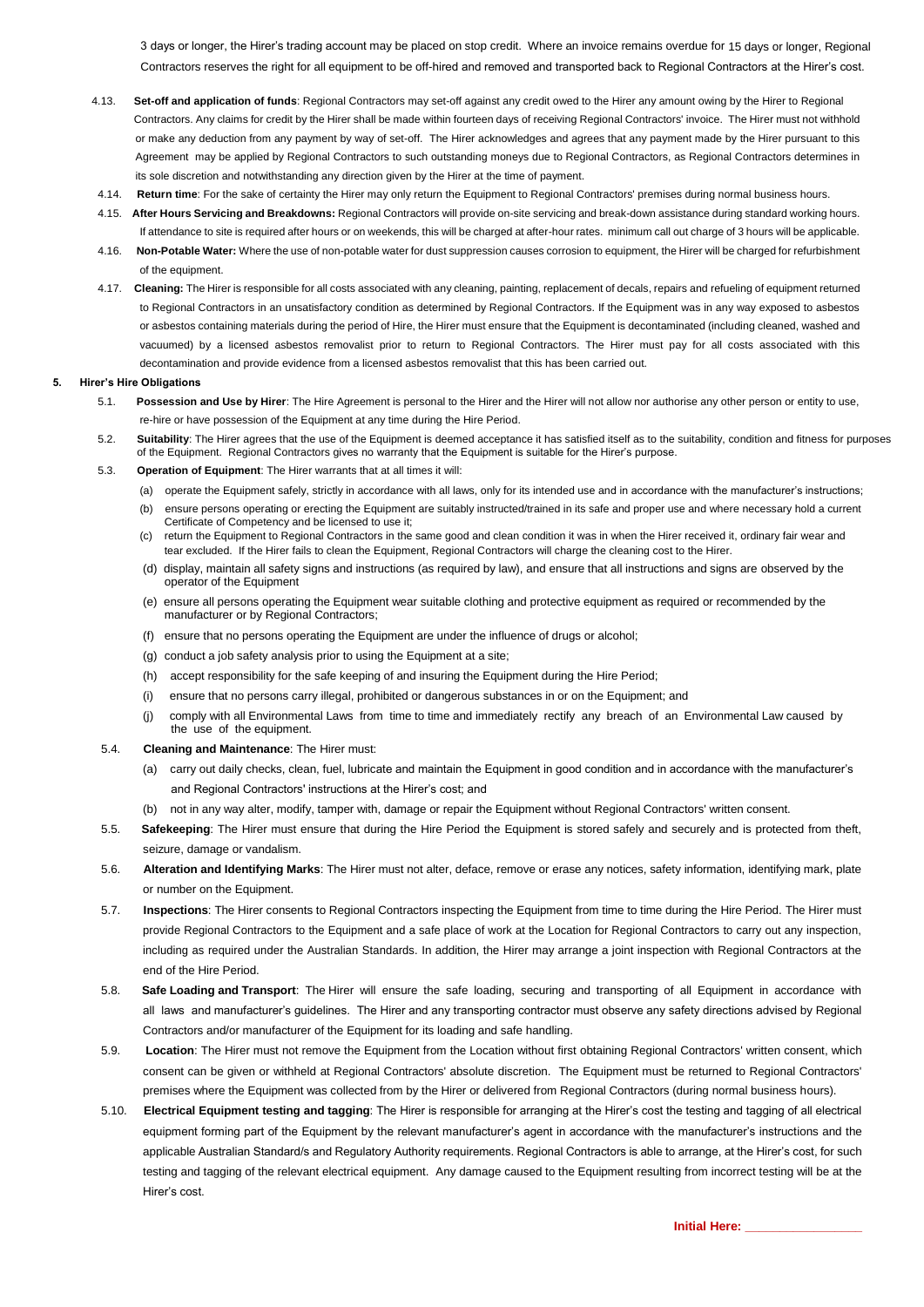3 days or longer, the Hirer's trading account may be placed on stop credit. Where an invoice remains overdue for 15 days or longer, Regional Contractors reserves the right for all equipment to be off-hired and removed and transported back to Regional Contractors at the Hirer's cost.

4.13. **Set-off and application of funds**: Regional Contractors may set-off against any credit owed to the Hirer any amount owing by the Hirer to Regional Contractors. Any claims for credit by the Hirer shall be made within fourteen days of receiving Regional Contractors' invoice. The Hirer must not withhold or make any deduction from any payment by way of set-off. The Hirer acknowledges and agrees that any payment made by the Hirer pursuant to this Agreement may be applied by Regional Contractors to such outstanding moneys due to Regional Contractors, as Regional Contractors determines in its sole discretion and notwithstanding any direction given by the Hirer at the time of payment.

4.14. **Return time**: For the sake of certainty the Hirer may only return the Equipment to Regional Contractors' premises during normal business hours.

4.15. **After Hours Servicing and Breakdowns:** Regional Contractors will provide on-site servicing and break-down assistance during standard working hours. If attendance to site is required after hours or on weekends, this will be charged at after-hour rates. minimum call out charge of 3 hours will be applicable.

4.16. **Non-Potable Water:** Where the use of non-potable water for dust suppression causes corrosion to equipment, the Hirer will be charged for refurbishment of the equipment.

4.17. **Cleaning:** The Hirer is responsible for all costs associated with any cleaning, painting, replacement of decals, repairs and refueling of equipment returned to Regional Contractors in an unsatisfactory condition as determined by Regional Contractors. If the Equipment was in any way exposed to asbestos or asbestos containing materials during the period of Hire, the Hirer must ensure that the Equipment is decontaminated (including cleaned, washed and vacuumed) by a licensed asbestos removalist prior to return to Regional Contractors. The Hirer must pay for all costs associated with this decontamination and provide evidence from a licensed asbestos removalist that this has been carried out.

**5. Hirer's Hire Obligations**

5.1. **Possession and Use by Hirer**: The Hire Agreement is personal to the Hirer and the Hirer will not allow nor authorise any other person or entity to use, re-hire or have possession of the Equipment at any time during the Hire Period.

5.2. **Suitability**: The Hirer agrees that the use of the Equipment is deemed acceptance it has satisfied itself as to the suitability, condition and fitness for purposes of the Equipment. Regional Contractors gives no warranty that the Equipment is suitable for the Hirer's purpose.

5.3. **Operation of Equipment**: The Hirer warrants that at all times it will:

(a) operate the Equipment safely, strictly in accordance with all laws, only for its intended use and in accordance with the manufacturer's instructions;

(b) ensure persons operating or erecting the Equipment are suitably instructed/trained in its safe and proper use and where necessary hold a current Certificate of Competency and be licensed to use it;

(c) return the Equipment to Regional Contractors in the same good and clean condition it was in when the Hirer received it, ordinary fair wear and tear excluded. If the Hirer fails to clean the Equipment, Regional Contractors will charge the cleaning cost to the Hirer.

(d) display, maintain all safety signs and instructions (as required by law), and ensure that all instructions and signs are observed by the operator of the Equipment

(e) ensure all persons operating the Equipment wear suitable clothing and protective equipment as required or recommended by the manufacturer or by Regional Contractors;

(f) ensure that no persons operating the Equipment are under the influence of drugs or alcohol;

(g) conduct a job safety analysis prior to using the Equipment at a site;

(h) accept responsibility for the safe keeping of and insuring the Equipment during the Hire Period;

(i) ensure that no persons carry illegal, prohibited or dangerous substances in or on the Equipment; and

(j) comply with all Environmental Laws from time to time and immediately rectify any breach of an Environmental Law caused by the use of the equipment.

5.4. **Cleaning and Maintenance**: The Hirer must:

(a) carry out daily checks, clean, fuel, lubricate and maintain the Equipment in good condition and in accordance with the manufacturer's and Regional Contractors' instructions at the Hirer's cost; and

(b) not in any way alter, modify, tamper with, damage or repair the Equipment without Regional Contractors' written consent.

5.5. **Safekeeping**: The Hirer must ensure that during the Hire Period the Equipment is stored safely and securely and is protected from theft, seizure, damage or vandalism.

5.6. **Alteration and Identifying Marks**: The Hirer must not alter, deface, remove or erase any notices, safety information, identifying mark, plate or number on the Equipment.

5.7. **Inspections**: The Hirer consents to Regional Contractors inspecting the Equipment from time to time during the Hire Period. The Hirer must provide Regional Contractors to the Equipment and a safe place of work at the Location for Regional Contractors to carry out any inspection, including as required under the Australian Standards. In addition, the Hirer may arrange a joint inspection with Regional Contractors at the end of the Hire Period.

5.8. **Safe Loading and Transport**: The Hirer will ensure the safe loading, securing and transporting of all Equipment in accordance with all laws and manufacturer's guidelines. The Hirer and any transporting contractor must observe any safety directions advised by Regional Contractors and/or manufacturer of the Equipment for its loading and safe handling.

5.9. **Location**: The Hirer must not remove the Equipment from the Location without first obtaining Regional Contractors' written consent, which consent can be given or withheld at Regional Contractors' absolute discretion. The Equipment must be returned to Regional Contractors' premises where the Equipment was collected from by the Hirer or delivered from Regional Contractors (during normal business hours).

5.10. **Electrical Equipment testing and tagging**: The Hirer is responsible for arranging at the Hirer's cost the testing and tagging of all electrical equipment forming part of the Equipment by the relevant manufacturer's agent in accordance with the manufacturer's instructions and the applicable Australian Standard/s and Regulatory Authority requirements. Regional Contractors is able to arrange, at the Hirer's cost, for such testing and tagging of the relevant electrical equipment. Any damage caused to the Equipment resulting from incorrect testing will be at the Hirer's cost.

**Initial Here: ________________**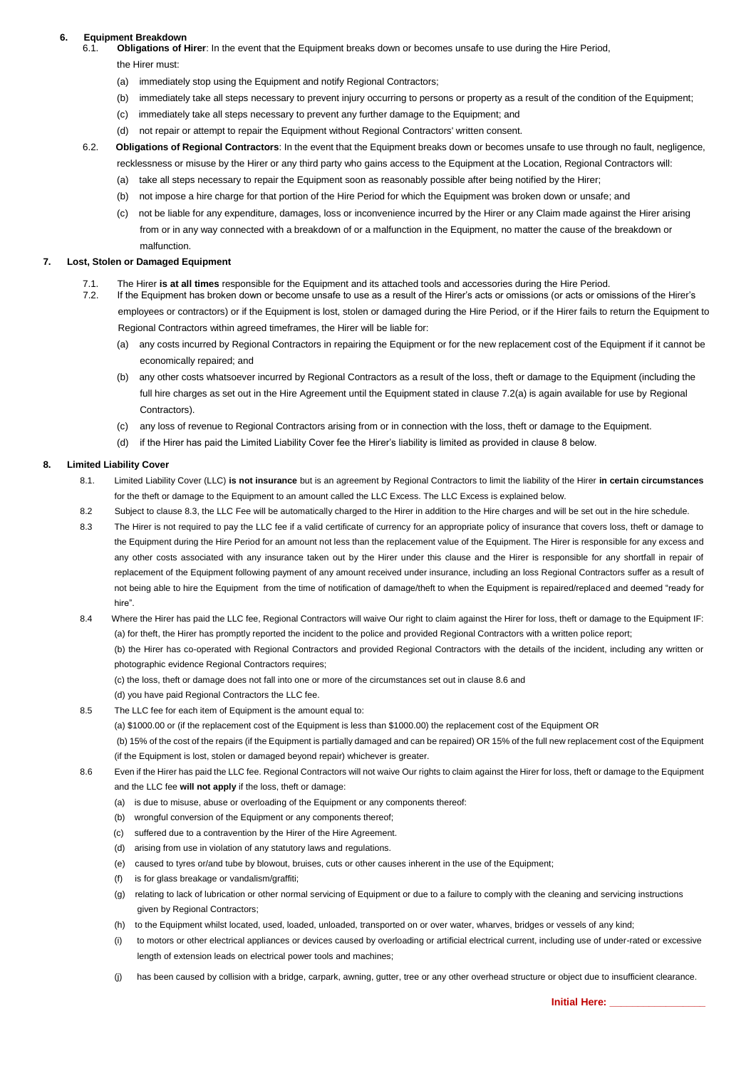## 6. Equipment Breakdown

6.1. **Obligations of Hirer**: In the event that the Equipment breaks down or becomes unsafe to use during the Hire Period, the Hirer must:

- (a) immediately stop using the Equipment and notify Regional Contractors;
- (b) immediately take all steps necessary to prevent injury occurring to persons or property as a result of the condition of the Equipment;
- (c) immediately take all steps necessary to prevent any further damage to the Equipment; and
- (d) not repair or attempt to repair the Equipment without Regional Contractors' written consent.

6.2. **Obligations of Regional Contractors**: In the event that the Equipment breaks down or becomes unsafe to use through no fault, negligence, recklessness or misuse by the Hirer or any third party who gains access to the Equipment at the Location, Regional Contractors will:

- (a) take all steps necessary to repair the Equipment soon as reasonably possible after being notified by the Hirer;
- (b) not impose a hire charge for that portion of the Hire Period for which the Equipment was broken down or unsafe; and
- (c) not be liable for any expenditure, damages, loss or inconvenience incurred by the Hirer or any Claim made against the Hirer arising from or in any way connected with a breakdown of or a malfunction in the Equipment, no matter the cause of the breakdown or malfunction.

## 7. Lost, Stolen or Damaged Equipment

7.1. The Hirer **is at all times** responsible for the Equipment and its attached tools and accessories during the Hire Period.

7.2. If the Equipment has broken down or become unsafe to use as a result of the Hirer's acts or omissions (or acts or omissions of the Hirer's employees or contractors) or if the Equipment is lost, stolen or damaged during the Hire Period, or if the Hirer fails to return the Equipment to Regional Contractors within agreed timeframes, the Hirer will be liable for:

- (a) any costs incurred by Regional Contractors in repairing the Equipment or for the new replacement cost of the Equipment if it cannot be economically repaired; and
- (b) any other costs whatsoever incurred by Regional Contractors as a result of the loss, theft or damage to the Equipment (including the full hire charges as set out in the Hire Agreement until the Equipment stated in clause 7.2(a) is again available for use by Regional Contractors).
- (c) any loss of revenue to Regional Contractors arising from or in connection with the loss, theft or damage to the Equipment.
- (d) if the Hirer has paid the Limited Liability Cover fee the Hirer's liability is limited as provided in clause 8 below.

## 8. Limited Liability Cover

8.1. Limited Liability Cover (LLC) **is not insurance** but is an agreement by Regional Contractors to limit the liability of the Hirer **in certain circumstances** for the theft or damage to the Equipment to an amount called the LLC Excess. The LLC Excess is explained below.

8.2 Subject to clause 8.3, the LLC Fee will be automatically charged to the Hirer in addition to the Hire charges and will be set out in the hire schedule.

8.3 The Hirer is not required to pay the LLC fee if a valid certificate of currency for an appropriate policy of insurance that covers loss, theft or damage to the Equipment during the Hire Period for an amount not less than the replacement value of the Equipment. The Hirer is responsible for any excess and any other costs associated with any insurance taken out by the Hirer under this clause and the Hirer is responsible for any shortfall in repair of replacement of the Equipment following payment of any amount received under insurance, including an loss Regional Contractors suffer as a result of not being able to hire the Equipment from the time of notification of damage/theft to when the Equipment is repaired/replaced and deemed "ready for hire".

8.4 Where the Hirer has paid the LLC fee, Regional Contractors will waive Our right to claim against the Hirer for loss, theft or damage to the Equipment IF:

(a) for theft, the Hirer has promptly reported the incident to the police and provided Regional Contractors with a written police report;

(b) the Hirer has co-operated with Regional Contractors and provided Regional Contractors with the details of the incident, including any written or photographic evidence Regional Contractors requires;

(c) the loss, theft or damage does not fall into one or more of the circumstances set out in clause 8.6 and

(d) you have paid Regional Contractors the LLC fee.

8.5 The LLC fee for each item of Equipment is the amount equal to:

(a) $1000.00 or (if the replacement cost of the Equipment is less than $1000.00) the replacement cost of the Equipment OR

(b) 15% of the cost of the repairs (if the Equipment is partially damaged and can be repaired) OR 15% of the full new replacement cost of the Equipment (if the Equipment is lost, stolen or damaged beyond repair) whichever is greater.

8.6 Even if the Hirer has paid the LLC fee. Regional Contractors will not waive Our rights to claim against the Hirer for loss, theft or damage to the Equipment and the LLC fee **will not apply** if the loss, theft or damage:

- (a) is due to misuse, abuse or overloading of the Equipment or any components thereof:
- (b) wrongful conversion of the Equipment or any components thereof;
- (c) suffered due to a contravention by the Hirer of the Hire Agreement.
- (d) arising from use in violation of any statutory laws and regulations.
- (e) caused to tyres or/and tube by blowout, bruises, cuts or other causes inherent in the use of the Equipment;
- (f) is for glass breakage or vandalism/graffiti;
- (g) relating to lack of lubrication or other normal servicing of Equipment or due to a failure to comply with the cleaning and servicing instructions given by Regional Contractors;
- (h) to the Equipment whilst located, used, loaded, unloaded, transported on or over water, wharves, bridges or vessels of any kind;
- (i) to motors or other electrical appliances or devices caused by overloading or artificial electrical current, including use of under-rated or excessive length of extension leads on electrical power tools and machines;
- (j) has been caused by collision with a bridge, carpark, awning, gutter, tree or any other overhead structure or object due to insufficient clearance.

**Initial Here: \_\_\_\_\_\_\_\_\_\_\_\_\_\_\_\_**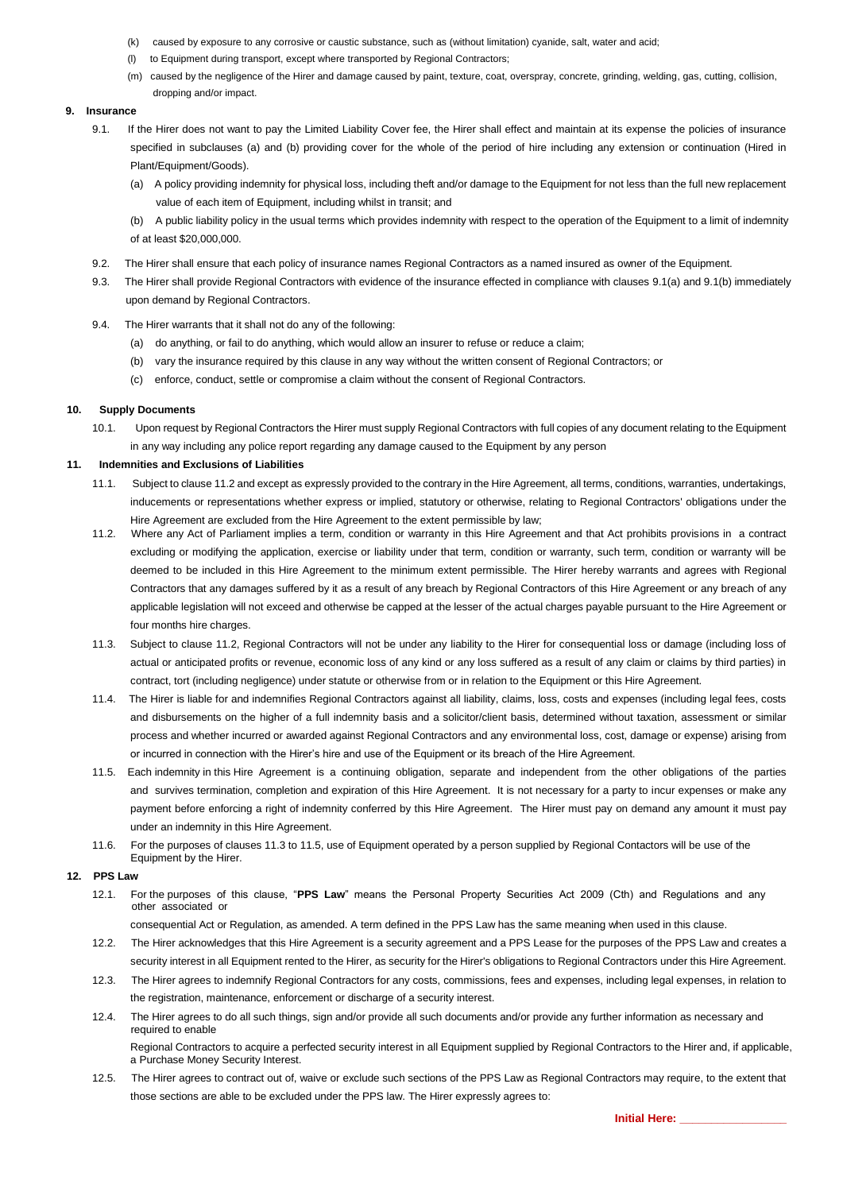(k) caused by exposure to any corrosive or caustic substance, such as (without limitation) cyanide, salt, water and acid;

(l) to Equipment during transport, except where transported by Regional Contractors;

(m) caused by the negligence of the Hirer and damage caused by paint, texture, coat, overspray, concrete, grinding, welding, gas, cutting, collision, dropping and/or impact.

**9. Insurance**

9.1. If the Hirer does not want to pay the Limited Liability Cover fee, the Hirer shall effect and maintain at its expense the policies of insurance specified in subclauses (a) and (b) providing cover for the whole of the period of hire including any extension or continuation (Hired in Plant/Equipment/Goods).

(a) A policy providing indemnity for physical loss, including theft and/or damage to the Equipment for not less than the full new replacement value of each item of Equipment, including whilst in transit; and

(b) A public liability policy in the usual terms which provides indemnity with respect to the operation of the Equipment to a limit of indemnity of at least $20,000,000.

9.2. The Hirer shall ensure that each policy of insurance names Regional Contractors as a named insured as owner of the Equipment.

9.3. The Hirer shall provide Regional Contractors with evidence of the insurance effected in compliance with clauses 9.1(a) and 9.1(b) immediately upon demand by Regional Contractors.

9.4. The Hirer warrants that it shall not do any of the following:

(a) do anything, or fail to do anything, which would allow an insurer to refuse or reduce a claim;

(b) vary the insurance required by this clause in any way without the written consent of Regional Contractors; or

(c) enforce, conduct, settle or compromise a claim without the consent of Regional Contractors.

**10. Supply Documents**

10.1. Upon request by Regional Contractors the Hirer must supply Regional Contractors with full copies of any document relating to the Equipment in any way including any police report regarding any damage caused to the Equipment by any person

**11. Indemnities and Exclusions of Liabilities**

11.1. Subject to clause 11.2 and except as expressly provided to the contrary in the Hire Agreement, all terms, conditions, warranties, undertakings, inducements or representations whether express or implied, statutory or otherwise, relating to Regional Contractors' obligations under the Hire Agreement are excluded from the Hire Agreement to the extent permissible by law;

11.2. Where any Act of Parliament implies a term, condition or warranty in this Hire Agreement and that Act prohibits provisions in a contract excluding or modifying the application, exercise or liability under that term, condition or warranty, such term, condition or warranty will be deemed to be included in this Hire Agreement to the minimum extent permissible. The Hirer hereby warrants and agrees with Regional Contractors that any damages suffered by it as a result of any breach by Regional Contractors of this Hire Agreement or any breach of any applicable legislation will not exceed and otherwise be capped at the lesser of the actual charges payable pursuant to the Hire Agreement or four months hire charges.

11.3. Subject to clause 11.2, Regional Contractors will not be under any liability to the Hirer for consequential loss or damage (including loss of actual or anticipated profits or revenue, economic loss of any kind or any loss suffered as a result of any claim or claims by third parties) in contract, tort (including negligence) under statute or otherwise from or in relation to the Equipment or this Hire Agreement.

11.4. The Hirer is liable for and indemnifies Regional Contractors against all liability, claims, loss, costs and expenses (including legal fees, costs and disbursements on the higher of a full indemnity basis and a solicitor/client basis, determined without taxation, assessment or similar process and whether incurred or awarded against Regional Contractors and any environmental loss, cost, damage or expense) arising from or incurred in connection with the Hirer's hire and use of the Equipment or its breach of the Hire Agreement.

11.5. Each indemnity in this Hire Agreement is a continuing obligation, separate and independent from the other obligations of the parties and survives termination, completion and expiration of this Hire Agreement. It is not necessary for a party to incur expenses or make any payment before enforcing a right of indemnity conferred by this Hire Agreement. The Hirer must pay on demand any amount it must pay under an indemnity in this Hire Agreement.

11.6. For the purposes of clauses 11.3 to 11.5, use of Equipment operated by a person supplied by Regional Contactors will be use of the Equipment by the Hirer.

**12. PPS Law**

12.1. For the purposes of this clause, "**PPS Law**" means the Personal Property Securities Act 2009 (Cth) and Regulations and any other associated or consequential Act or Regulation, as amended. A term defined in the PPS Law has the same meaning when used in this clause.

12.2. The Hirer acknowledges that this Hire Agreement is a security agreement and a PPS Lease for the purposes of the PPS Law and creates a security interest in all Equipment rented to the Hirer, as security for the Hirer's obligations to Regional Contractors under this Hire Agreement.

12.3. The Hirer agrees to indemnify Regional Contractors for any costs, commissions, fees and expenses, including legal expenses, in relation to the registration, maintenance, enforcement or discharge of a security interest.

12.4. The Hirer agrees to do all such things, sign and/or provide all such documents and/or provide any further information as necessary and required to enable Regional Contractors to acquire a perfected security interest in all Equipment supplied by Regional Contractors to the Hirer and, if applicable, a Purchase Money Security Interest.

12.5. The Hirer agrees to contract out of, waive or exclude such sections of the PPS Law as Regional Contractors may require, to the extent that those sections are able to be excluded under the PPS law. The Hirer expressly agrees to:

**Initial Here: \_\_\_\_\_\_\_\_\_\_\_\_\_\_\_\_**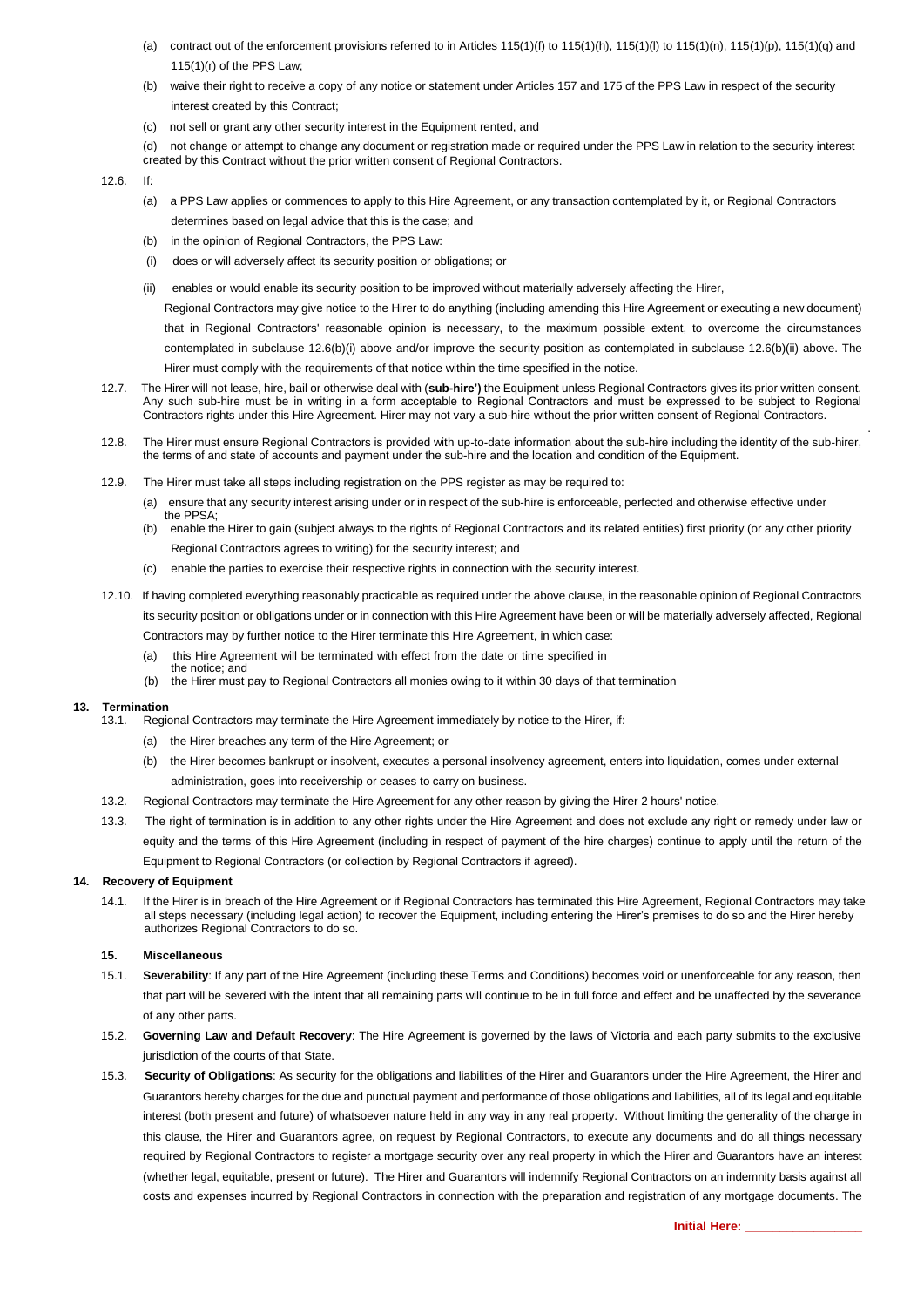(a) contract out of the enforcement provisions referred to in Articles 115(1)(f) to 115(1)(h), 115(1)(l) to 115(1)(n), 115(1)(p), 115(1)(q) and 115(1)(r) of the PPS Law;

(b) waive their right to receive a copy of any notice or statement under Articles 157 and 175 of the PPS Law in respect of the security interest created by this Contract;

(c) not sell or grant any other security interest in the Equipment rented, and

(d) not change or attempt to change any document or registration made or required under the PPS Law in relation to the security interest created by this Contract without the prior written consent of Regional Contractors.

12.6. If:

(a) a PPS Law applies or commences to apply to this Hire Agreement, or any transaction contemplated by it, or Regional Contractors determines based on legal advice that this is the case; and

(b) in the opinion of Regional Contractors, the PPS Law:

(i) does or will adversely affect its security position or obligations; or

(ii) enables or would enable its security position to be improved without materially adversely affecting the Hirer,

Regional Contractors may give notice to the Hirer to do anything (including amending this Hire Agreement or executing a new document) that in Regional Contractors' reasonable opinion is necessary, to the maximum possible extent, to overcome the circumstances contemplated in subclause 12.6(b)(i) above and/or improve the security position as contemplated in subclause 12.6(b)(ii) above. The Hirer must comply with the requirements of that notice within the time specified in the notice.

12.7. The Hirer will not lease, hire, bail or otherwise deal with (**sub-hire')** the Equipment unless Regional Contractors gives its prior written consent. Any such sub-hire must be in writing in a form acceptable to Regional Contractors and must be expressed to be subject to Regional Contractors rights under this Hire Agreement. Hirer may not vary a sub-hire without the prior written consent of Regional Contractors.

12.8. The Hirer must ensure Regional Contractors is provided with up-to-date information about the sub-hire including the identity of the sub-hirer, the terms of and state of accounts and payment under the sub-hire and the location and condition of the Equipment.

12.9. The Hirer must take all steps including registration on the PPS register as may be required to:

(a) ensure that any security interest arising under or in respect of the sub-hire is enforceable, perfected and otherwise effective under the PPSA;

(b) enable the Hirer to gain (subject always to the rights of Regional Contractors and its related entities) first priority (or any other priority Regional Contractors agrees to writing) for the security interest; and

(c) enable the parties to exercise their respective rights in connection with the security interest.

12.10. If having completed everything reasonably practicable as required under the above clause, in the reasonable opinion of Regional Contractors its security position or obligations under or in connection with this Hire Agreement have been or will be materially adversely affected, Regional Contractors may by further notice to the Hirer terminate this Hire Agreement, in which case:

(a) this Hire Agreement will be terminated with effect from the date or time specified in the notice; and

(b) the Hirer must pay to Regional Contractors all monies owing to it within 30 days of that termination

## 13. Termination

13.1. Regional Contractors may terminate the Hire Agreement immediately by notice to the Hirer, if:

(a) the Hirer breaches any term of the Hire Agreement; or

(b) the Hirer becomes bankrupt or insolvent, executes a personal insolvency agreement, enters into liquidation, comes under external administration, goes into receivership or ceases to carry on business.

13.2. Regional Contractors may terminate the Hire Agreement for any other reason by giving the Hirer 2 hours' notice.

13.3. The right of termination is in addition to any other rights under the Hire Agreement and does not exclude any right or remedy under law or equity and the terms of this Hire Agreement (including in respect of payment of the hire charges) continue to apply until the return of the Equipment to Regional Contractors (or collection by Regional Contractors if agreed).

## 14. Recovery of Equipment

14.1. If the Hirer is in breach of the Hire Agreement or if Regional Contractors has terminated this Hire Agreement, Regional Contractors may take all steps necessary (including legal action) to recover the Equipment, including entering the Hirer's premises to do so and the Hirer hereby authorizes Regional Contractors to do so.

## 15. Miscellaneous

15.1. **Severability**: If any part of the Hire Agreement (including these Terms and Conditions) becomes void or unenforceable for any reason, then that part will be severed with the intent that all remaining parts will continue to be in full force and effect and be unaffected by the severance of any other parts.

15.2. **Governing Law and Default Recovery**: The Hire Agreement is governed by the laws of Victoria and each party submits to the exclusive jurisdiction of the courts of that State.

15.3. **Security of Obligations**: As security for the obligations and liabilities of the Hirer and Guarantors under the Hire Agreement, the Hirer and Guarantors hereby charges for the due and punctual payment and performance of those obligations and liabilities, all of its legal and equitable interest (both present and future) of whatsoever nature held in any way in any real property. Without limiting the generality of the charge in this clause, the Hirer and Guarantors agree, on request by Regional Contractors, to execute any documents and do all things necessary required by Regional Contractors to register a mortgage security over any real property in which the Hirer and Guarantors have an interest (whether legal, equitable, present or future). The Hirer and Guarantors will indemnify Regional Contractors on an indemnity basis against all costs and expenses incurred by Regional Contractors in connection with the preparation and registration of any mortgage documents. The

**Initial Here: ________________**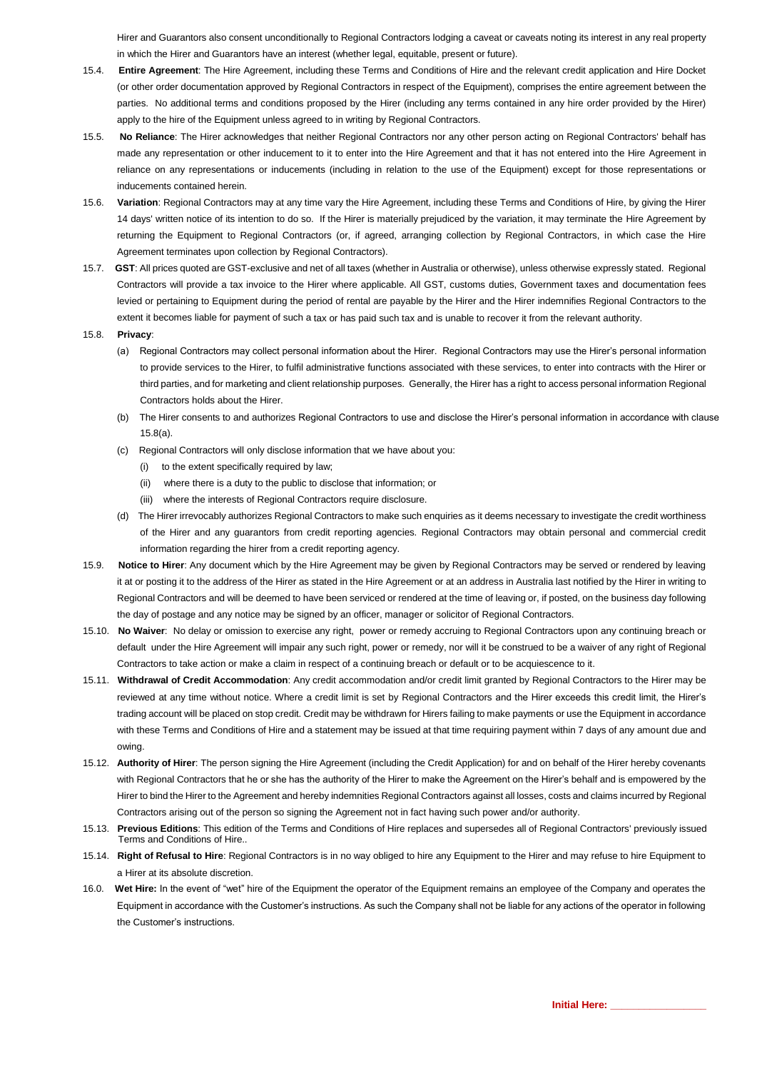Hirer and Guarantors also consent unconditionally to Regional Contractors lodging a caveat or caveats noting its interest in any real property in which the Hirer and Guarantors have an interest (whether legal, equitable, present or future).

15.4. **Entire Agreement**: The Hire Agreement, including these Terms and Conditions of Hire and the relevant credit application and Hire Docket (or other order documentation approved by Regional Contractors in respect of the Equipment), comprises the entire agreement between the parties. No additional terms and conditions proposed by the Hirer (including any terms contained in any hire order provided by the Hirer) apply to the hire of the Equipment unless agreed to in writing by Regional Contractors.

15.5. **No Reliance**: The Hirer acknowledges that neither Regional Contractors nor any other person acting on Regional Contractors' behalf has made any representation or other inducement to it to enter into the Hire Agreement and that it has not entered into the Hire Agreement in reliance on any representations or inducements (including in relation to the use of the Equipment) except for those representations or inducements contained herein.

15.6. **Variation**: Regional Contractors may at any time vary the Hire Agreement, including these Terms and Conditions of Hire, by giving the Hirer 14 days' written notice of its intention to do so. If the Hirer is materially prejudiced by the variation, it may terminate the Hire Agreement by returning the Equipment to Regional Contractors (or, if agreed, arranging collection by Regional Contractors, in which case the Hire Agreement terminates upon collection by Regional Contractors).

15.7. **GST**: All prices quoted are GST-exclusive and net of all taxes (whether in Australia or otherwise), unless otherwise expressly stated. Regional Contractors will provide a tax invoice to the Hirer where applicable. All GST, customs duties, Government taxes and documentation fees levied or pertaining to Equipment during the period of rental are payable by the Hirer and the Hirer indemnifies Regional Contractors to the extent it becomes liable for payment of such a tax or has paid such tax and is unable to recover it from the relevant authority.

15.8. **Privacy**:

(a) Regional Contractors may collect personal information about the Hirer. Regional Contractors may use the Hirer's personal information to provide services to the Hirer, to fulfil administrative functions associated with these services, to enter into contracts with the Hirer or third parties, and for marketing and client relationship purposes. Generally, the Hirer has a right to access personal information Regional Contractors holds about the Hirer.

(b) The Hirer consents to and authorizes Regional Contractors to use and disclose the Hirer's personal information in accordance with clause 15.8(a).

(c) Regional Contractors will only disclose information that we have about you:

(i) to the extent specifically required by law;

(ii) where there is a duty to the public to disclose that information; or

(iii) where the interests of Regional Contractors require disclosure.

(d) The Hirer irrevocably authorizes Regional Contractors to make such enquiries as it deems necessary to investigate the credit worthiness of the Hirer and any guarantors from credit reporting agencies. Regional Contractors may obtain personal and commercial credit information regarding the hirer from a credit reporting agency.

15.9. **Notice to Hirer**: Any document which by the Hire Agreement may be given by Regional Contractors may be served or rendered by leaving it at or posting it to the address of the Hirer as stated in the Hire Agreement or at an address in Australia last notified by the Hirer in writing to Regional Contractors and will be deemed to have been serviced or rendered at the time of leaving or, if posted, on the business day following the day of postage and any notice may be signed by an officer, manager or solicitor of Regional Contractors.

15.10. **No Waiver**: No delay or omission to exercise any right, power or remedy accruing to Regional Contractors upon any continuing breach or default under the Hire Agreement will impair any such right, power or remedy, nor will it be construed to be a waiver of any right of Regional Contractors to take action or make a claim in respect of a continuing breach or default or to be acquiescence to it.

15.11. **Withdrawal of Credit Accommodation**: Any credit accommodation and/or credit limit granted by Regional Contractors to the Hirer may be reviewed at any time without notice. Where a credit limit is set by Regional Contractors and the Hirer exceeds this credit limit, the Hirer's trading account will be placed on stop credit. Credit may be withdrawn for Hirers failing to make payments or use the Equipment in accordance with these Terms and Conditions of Hire and a statement may be issued at that time requiring payment within 7 days of any amount due and owing.

15.12. **Authority of Hirer**: The person signing the Hire Agreement (including the Credit Application) for and on behalf of the Hirer hereby covenants with Regional Contractors that he or she has the authority of the Hirer to make the Agreement on the Hirer's behalf and is empowered by the Hirer to bind the Hirer to the Agreement and hereby indemnities Regional Contractors against all losses, costs and claims incurred by Regional Contractors arising out of the person so signing the Agreement not in fact having such power and/or authority.

15.13. **Previous Editions**: This edition of the Terms and Conditions of Hire replaces and supersedes all of Regional Contractors' previously issued Terms and Conditions of Hire..

15.14. **Right of Refusal to Hire**: Regional Contractors is in no way obliged to hire any Equipment to the Hirer and may refuse to hire Equipment to a Hirer at its absolute discretion.

16.0. **Wet Hire:** In the event of "wet" hire of the Equipment the operator of the Equipment remains an employee of the Company and operates the Equipment in accordance with the Customer's instructions. As such the Company shall not be liable for any actions of the operator in following the Customer's instructions.

**Initial Here: ________________**